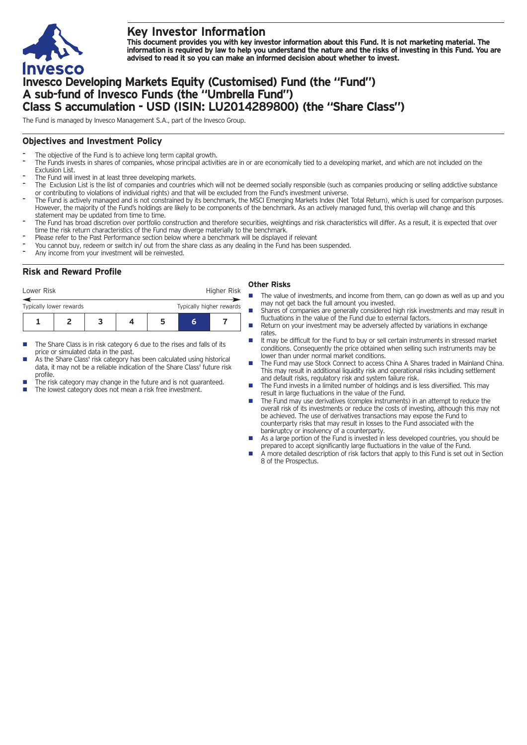# Key Investor Information

**This document provides you with key investor information about this Fund. It is not marketing material. The information is required by law to help you understand the nature and the risks of investing in this Fund. You are advised to read it so you can make an informed decision about whether to invest.**

# Invesco Developing Markets Equity (Customised) Fund (the "Fund")
# A sub-fund of Invesco Funds (the "Umbrella Fund")
# Class S accumulation - USD (ISIN: LU2014289800) (the "Share Class")

The Fund is managed by Invesco Management S.A., part of the Invesco Group.

## Objectives and Investment Policy

- The objective of the Fund is to achieve long term capital growth.
- The Funds invests in shares of companies, whose principal activities are in or are economically tied to a developing market, and which are not included on the Exclusion List.
- The Fund will invest in at least three developing markets.
- The Exclusion List is the list of companies and countries which will not be deemed socially responsible (such as companies producing or selling addictive substance or contributing to violations of individual rights) and that will be excluded from the Fund's investment universe.
- The Fund is actively managed and is not constrained by its benchmark, the MSCI Emerging Markets Index (Net Total Return), which is used for comparison purposes. However, the majority of the Fund's holdings are likely to be components of the benchmark. As an actively managed fund, this overlap will change and this statement may be updated from time to time.
- The Fund has broad discretion over portfolio construction and therefore securities, weightings and risk characteristics will differ. As a result, it is expected that over time the risk return characteristics of the Fund may diverge materially to the benchmark.
- Please refer to the Past Performance section below where a benchmark will be displayed if relevant
- You cannot buy, redeem or switch in/ out from the share class as any dealing in the Fund has been suspended.
- Any income from your investment will be reinvested.

## Risk and Reward Profile

Lower Risk — Higher Risk

Typically lower rewards — Typically higher rewards

| 1 | 2 | 3 | 4 | 5 | **6** | 7 |
|---|---|---|---|---|---|---|

- The Share Class is in risk category 6 due to the rises and falls of its price or simulated data in the past.
- As the Share Class' risk category has been calculated using historical data, it may not be a reliable indication of the Share Class' future risk profile.
- The risk category may change in the future and is not guaranteed.
- The lowest category does not mean a risk free investment.

### Other Risks

- The value of investments, and income from them, can go down as well as up and you may not get back the full amount you invested.
- Shares of companies are generally considered high risk investments and may result in fluctuations in the value of the Fund due to external factors.
- Return on your investment may be adversely affected by variations in exchange rates.
- It may be difficult for the Fund to buy or sell certain instruments in stressed market conditions. Consequently the price obtained when selling such instruments may be lower than under normal market conditions.
- The Fund may use Stock Connect to access China A Shares traded in Mainland China. This may result in additional liquidity risk and operational risks including settlement and default risks, regulatory risk and system failure risk.
- The Fund invests in a limited number of holdings and is less diversified. This may result in large fluctuations in the value of the Fund.
- The Fund may use derivatives (complex instruments) in an attempt to reduce the overall risk of its investments or reduce the costs of investing, although this may not be achieved. The use of derivatives transactions may expose the Fund to counterparty risks that may result in losses to the Fund associated with the bankruptcy or insolvency of a counterparty.
- As a large portion of the Fund is invested in less developed countries, you should be prepared to accept significantly large fluctuations in the value of the Fund.
- A more detailed description of risk factors that apply to this Fund is set out in Section 8 of the Prospectus.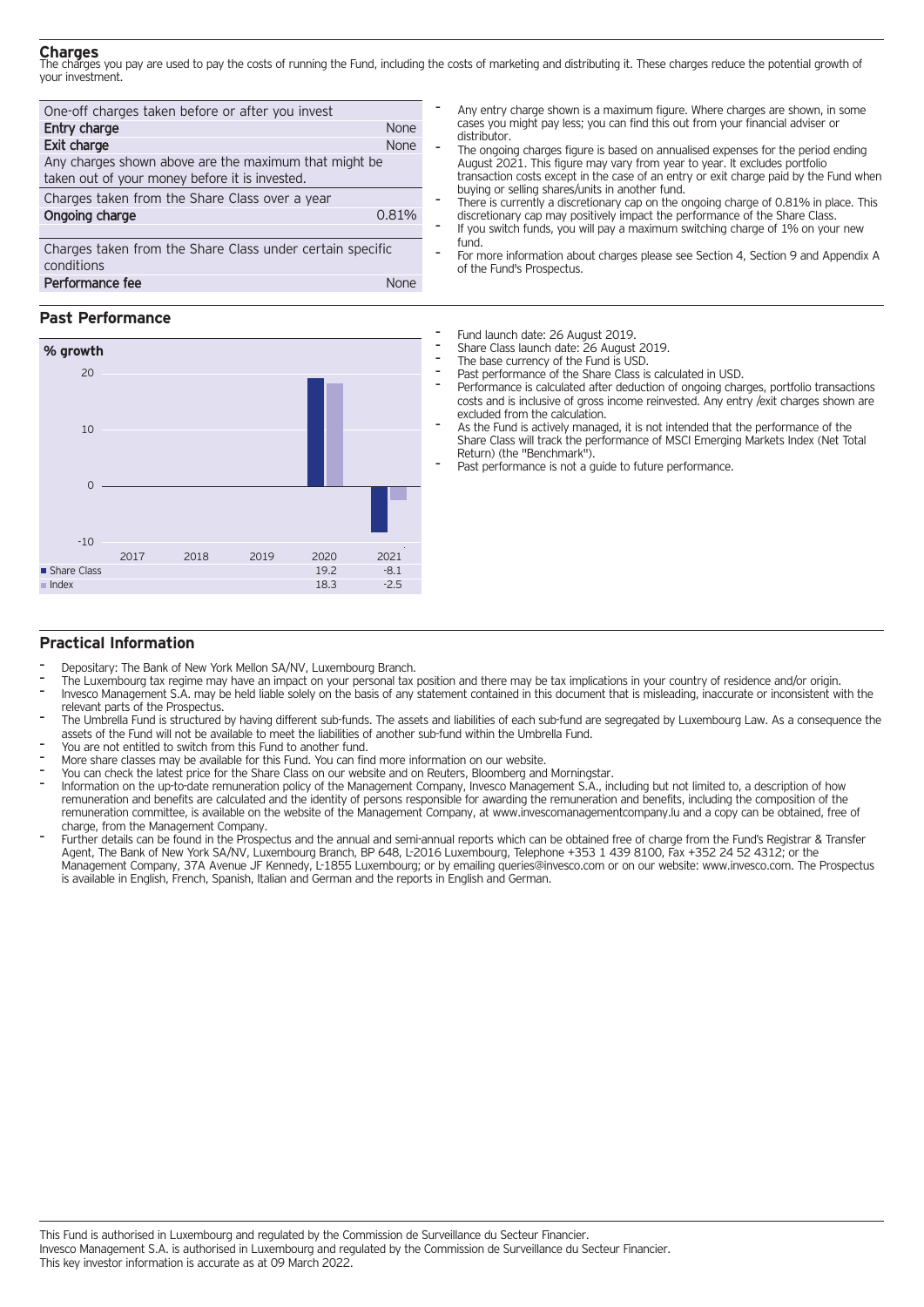## Charges

The charges you pay are used to pay the costs of running the Fund, including the costs of marketing and distributing it. These charges reduce the potential growth of your investment.

| | |
|---|---|
| One-off charges taken before or after you invest | |
| **Entry charge** | None |
| **Exit charge** | None |
| Any charges shown above are the maximum that might be taken out of your money before it is invested. | |
| Charges taken from the Share Class over a year | |
| **Ongoing charge** | 0.81% |
| Charges taken from the Share Class under certain specific conditions | |
| **Performance fee** | None |

- Any entry charge shown is a maximum figure. Where charges are shown, in some cases you might pay less; you can find this out from your financial adviser or distributor.
- The ongoing charges figure is based on annualised expenses for the period ending August 2021. This figure may vary from year to year. It excludes portfolio transaction costs except in the case of an entry or exit charge paid by the Fund when buying or selling shares/units in another fund.
- There is currently a discretionary cap on the ongoing charge of 0.81% in place. This discretionary cap may positively impact the performance of the Share Class.
- If you switch funds, you will pay a maximum switching charge of 1% on your new fund.
- For more information about charges please see Section 4, Section 9 and Appendix A of the Fund's Prospectus.

## Past Performance

% growth

20
10
0
-10

2017 2018 2019 2020 2021

Share Class 19.2 -8.1

Index 18.3 -2.5

- Fund launch date: 26 August 2019.
- Share Class launch date: 26 August 2019.
- The base currency of the Fund is USD.
- Past performance of the Share Class is calculated in USD.
- Performance is calculated after deduction of ongoing charges, portfolio transactions costs and is inclusive of gross income reinvested. Any entry /exit charges shown are excluded from the calculation.
- As the Fund is actively managed, it is not intended that the performance of the Share Class will track the performance of MSCI Emerging Markets Index (Net Total Return) (the "Benchmark").
- Past performance is not a guide to future performance.

## Practical Information

- Depositary: The Bank of New York Mellon SA/NV, Luxembourg Branch.
- The Luxembourg tax regime may have an impact on your personal tax position and there may be tax implications in your country of residence and/or origin.
- Invesco Management S.A. may be held liable solely on the basis of any statement contained in this document that is misleading, inaccurate or inconsistent with the relevant parts of the Prospectus.
- The Umbrella Fund is structured by having different sub-funds. The assets and liabilities of each sub-fund are segregated by Luxembourg Law. As a consequence the assets of the Fund will not be available to meet the liabilities of another sub-fund within the Umbrella Fund.
- You are not entitled to switch from this Fund to another fund.
- More share classes may be available for this Fund. You can find more information on our website.
- You can check the latest price for the Share Class on our website and on Reuters, Bloomberg and Morningstar.
- Information on the up-to-date remuneration policy of the Management Company, Invesco Management S.A., including but not limited to, a description of how remuneration and benefits are calculated and the identity of persons responsible for awarding the remuneration and benefits, including the composition of the remuneration committee, is available on the website of the Management Company, at www.invescomanagementcompany.lu and a copy can be obtained, free of charge, from the Management Company.
- Further details can be found in the Prospectus and the annual and semi-annual reports which can be obtained free of charge from the Fund's Registrar & Transfer Agent, The Bank of New York SA/NV, Luxembourg Branch, BP 648, L-2016 Luxembourg, Telephone +353 1 439 8100, Fax +352 24 52 4312; or the Management Company, 37A Avenue JF Kennedy, L-1855 Luxembourg; or by emailing queries@invesco.com or on our website: www.invesco.com. The Prospectus is available in English, French, Spanish, Italian and German and the reports in English and German.

This Fund is authorised in Luxembourg and regulated by the Commission de Surveillance du Secteur Financier.
Invesco Management S.A. is authorised in Luxembourg and regulated by the Commission de Surveillance du Secteur Financier.
This key investor information is accurate as at 09 March 2022.